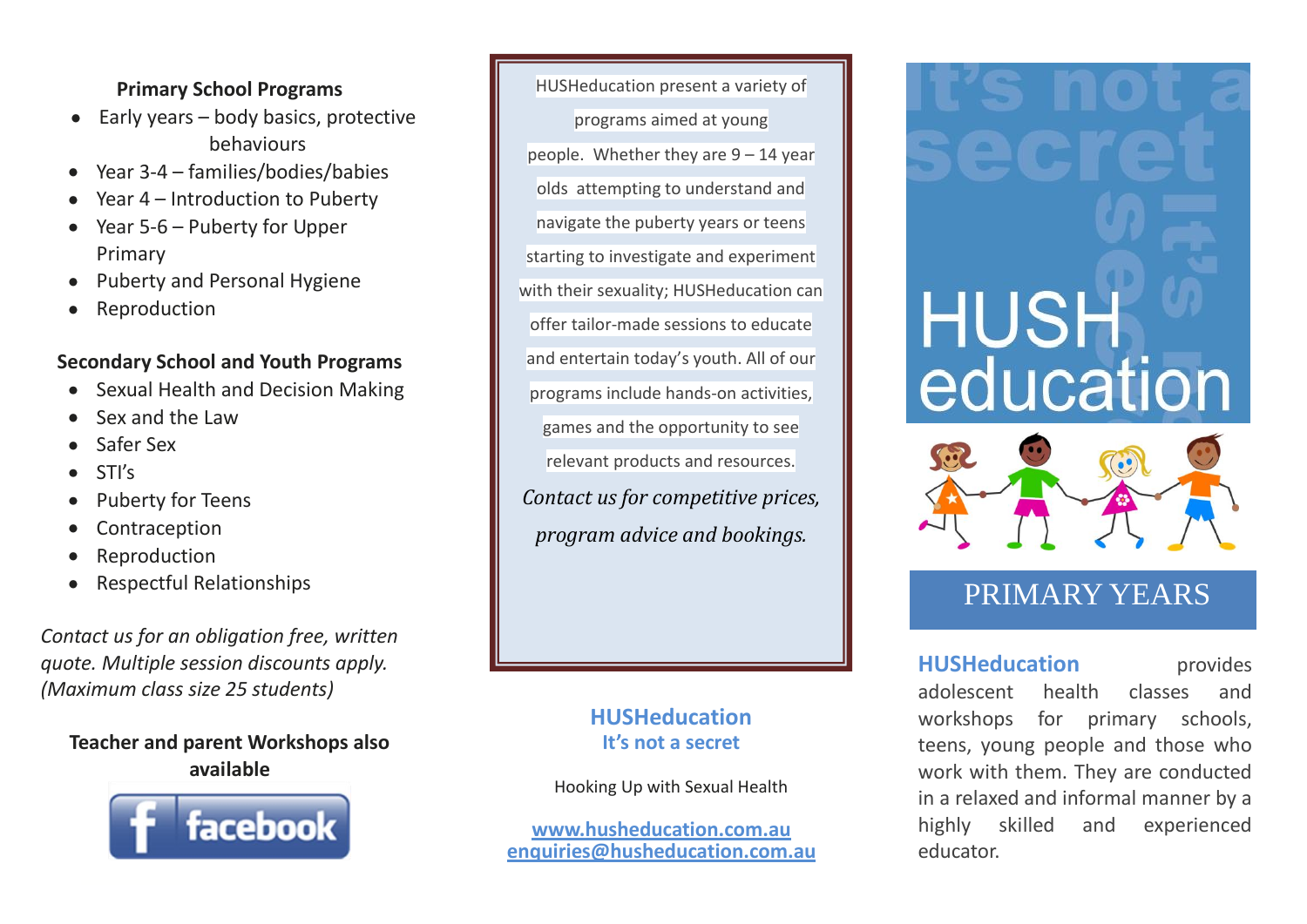### Primary School Programs

- Early years – body basics, protective behaviours
- Year 3-4 – families/bodies/babies
- Year 4 – Introduction to Puberty
- Year 5-6 – Puberty for Upper Primary
- Puberty and Personal Hygiene
- Reproduction

### Secondary School and Youth Programs

- Sexual Health and Decision Making
- Sex and the Law
- Safer Sex
- STI's
- Puberty for Teens
- Contraception
- Reproduction
- Respectful Relationships

*Contact us for an obligation free, written quote. Multiple session discounts apply. (Maximum class size 25 students)*

**Teacher and parent Workshops also available**

facebook

HUSHeducation present a variety of programs aimed at young people. Whether they are 9 – 14 year olds attempting to understand and navigate the puberty years or teens starting to investigate and experiment with their sexuality; HUSHeducation can offer tailor-made sessions to educate and entertain today's youth. All of our programs include hands-on activities, games and the opportunity to see relevant products and resources.

*Contact us for competitive prices, program advice and bookings.*

**HUSHeducation**
**It's not a secret**

Hooking Up with Sexual Health

[www.husheducation.com.au](http://www.husheducation.com.au)
[enquiries@husheducation.com.au](mailto:enquiries@husheducation.com.au)

# HUSH education

It's not a secret

## PRIMARY YEARS

**HUSHeducation** provides adolescent health classes and workshops for primary schools, teens, young people and those who work with them. They are conducted in a relaxed and informal manner by a highly skilled and experienced educator.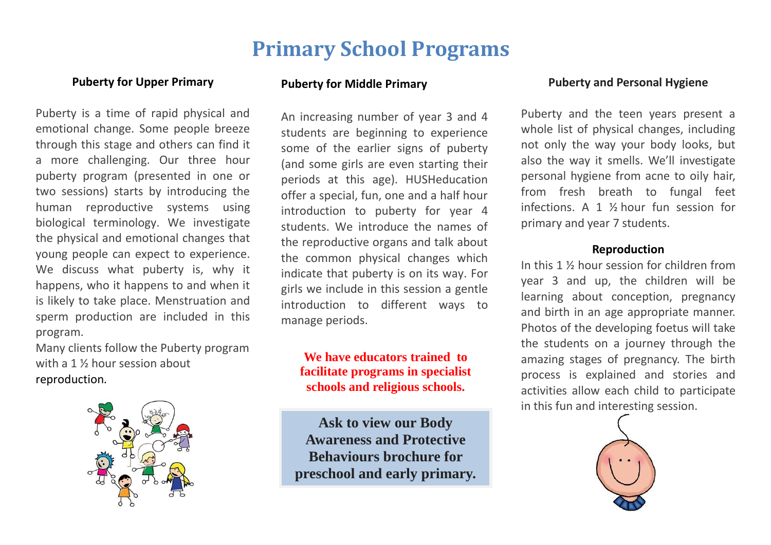# Primary School Programs

## Puberty for Upper Primary

Puberty is a time of rapid physical and emotional change. Some people breeze through this stage and others can find it a more challenging. Our three hour puberty program (presented in one or two sessions) starts by introducing the human reproductive systems using biological terminology. We investigate the physical and emotional changes that young people can expect to experience. We discuss what puberty is, why it happens, who it happens to and when it is likely to take place. Menstruation and sperm production are included in this program.

Many clients follow the Puberty program with a 1 ½ hour session about reproduction.

## Puberty for Middle Primary

An increasing number of year 3 and 4 students are beginning to experience some of the earlier signs of puberty (and some girls are even starting their periods at this age). HUSHeducation offer a special, fun, one and a half hour introduction to puberty for year 4 students. We introduce the names of the reproductive organs and talk about the common physical changes which indicate that puberty is on its way. For girls we include in this session a gentle introduction to different ways to manage periods.

**We have educators trained to facilitate programs in specialist schools and religious schools.**

**Ask to view our Body Awareness and Protective Behaviours brochure for preschool and early primary.**

## Puberty and Personal Hygiene

Puberty and the teen years present a whole list of physical changes, including not only the way your body looks, but also the way it smells. We'll investigate personal hygiene from acne to oily hair, from fresh breath to fungal feet infections. A 1 ½ hour fun session for primary and year 7 students.

## Reproduction

In this 1 ½ hour session for children from year 3 and up, the children will be learning about conception, pregnancy and birth in an age appropriate manner. Photos of the developing foetus will take the students on a journey through the amazing stages of pregnancy. The birth process is explained and stories and activities allow each child to participate in this fun and interesting session.